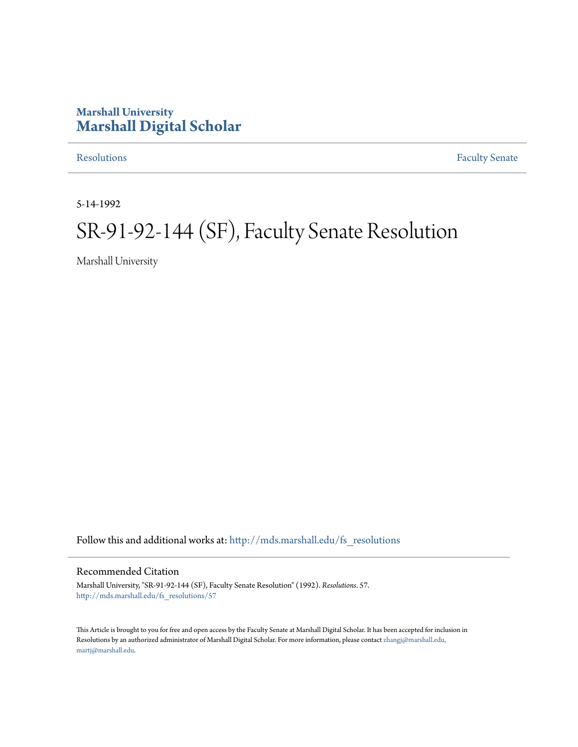Marshall University

# Marshall Digital Scholar

Resolutions

Faculty Senate

5-14-1992

# SR-91-92-144 (SF), Faculty Senate Resolution

Marshall University

Follow this and additional works at: http://mds.marshall.edu/fs_resolutions

## Recommended Citation

Marshall University, "SR-91-92-144 (SF), Faculty Senate Resolution" (1992). *Resolutions*. 57.
http://mds.marshall.edu/fs_resolutions/57

This Article is brought to you for free and open access by the Faculty Senate at Marshall Digital Scholar. It has been accepted for inclusion in Resolutions by an authorized administrator of Marshall Digital Scholar. For more information, please contact zhangj@marshall.edu, martj@marshall.edu.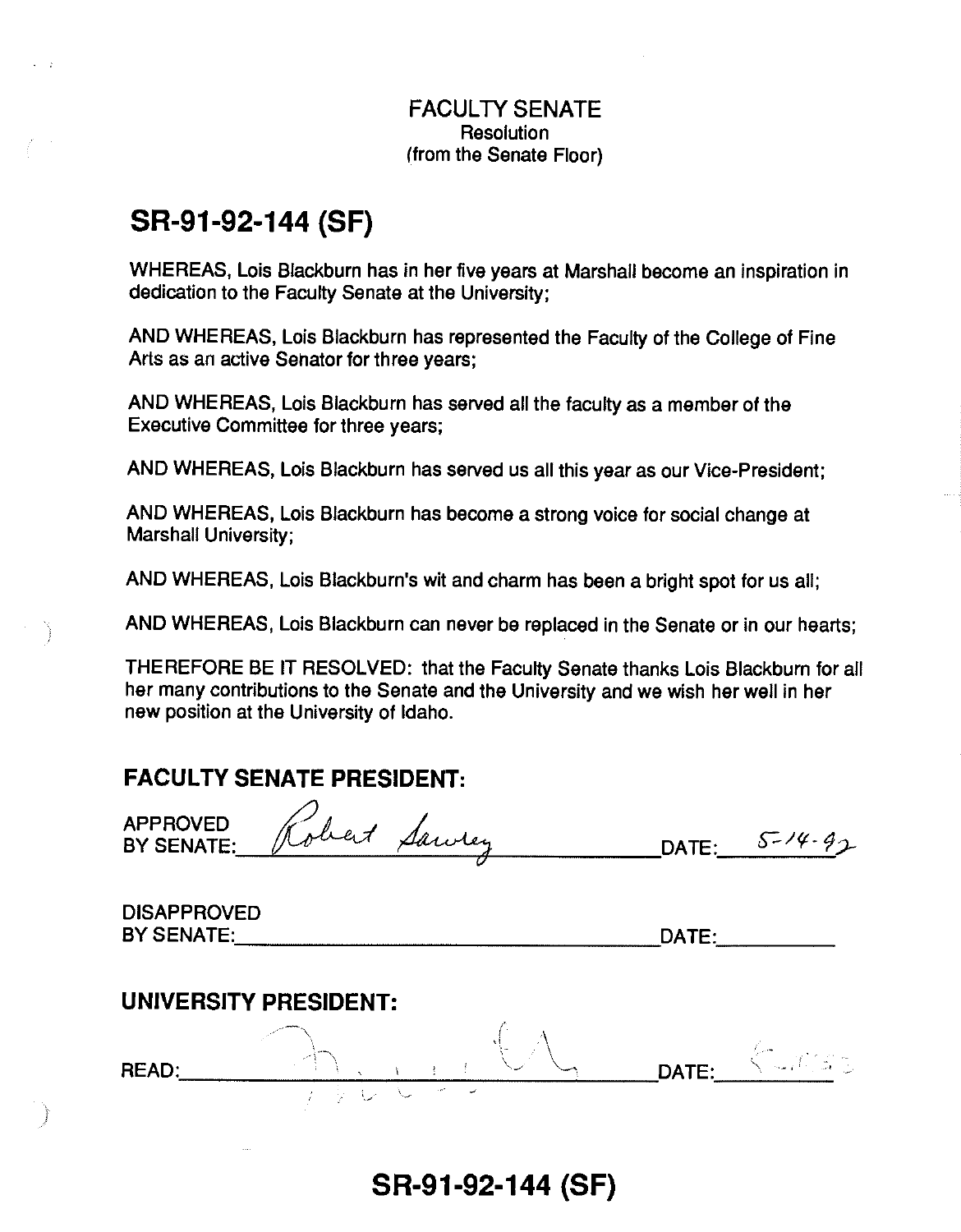FACULTY SENATE
Resolution
(from the Senate Floor)

# SR-91-92-144 (SF)

WHEREAS, Lois Blackburn has in her five years at Marshall become an inspiration in dedication to the Faculty Senate at the University;

AND WHEREAS, Lois Blackburn has represented the Faculty of the College of Fine Arts as an active Senator for three years;

AND WHEREAS, Lois Blackburn has served all the faculty as a member of the Executive Committee for three years;

AND WHEREAS, Lois Blackburn has served us all this year as our Vice-President;

AND WHEREAS, Lois Blackburn has become a strong voice for social change at Marshall University;

AND WHEREAS, Lois Blackburn's wit and charm has been a bright spot for us all;

AND WHEREAS, Lois Blackburn can never be replaced in the Senate or in our hearts;

THEREFORE BE IT RESOLVED: that the Faculty Senate thanks Lois Blackburn for all her many contributions to the Senate and the University and we wish her well in her new position at the University of Idaho.

## FACULTY SENATE PRESIDENT:

APPROVED BY SENATE: Robert Sawrey DATE: 5-14-92

DISAPPROVED BY SENATE:\_\_\_\_\_\_\_\_\_\_ DATE:\_\_\_\_\_\_\_\_\_\_

## UNIVERSITY PRESIDENT:

READ: [signature] DATE: [illegible]

# SR-91-92-144 (SF)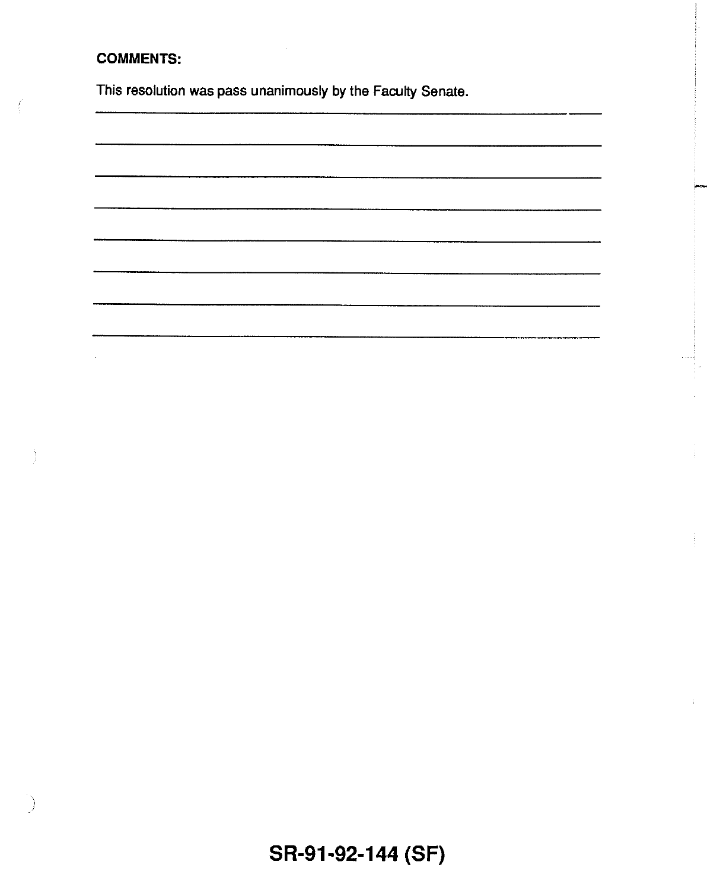**COMMENTS:**

This resolution was pass unanimously by the Faculty Senate.

**SR-91-92-144 (SF)**